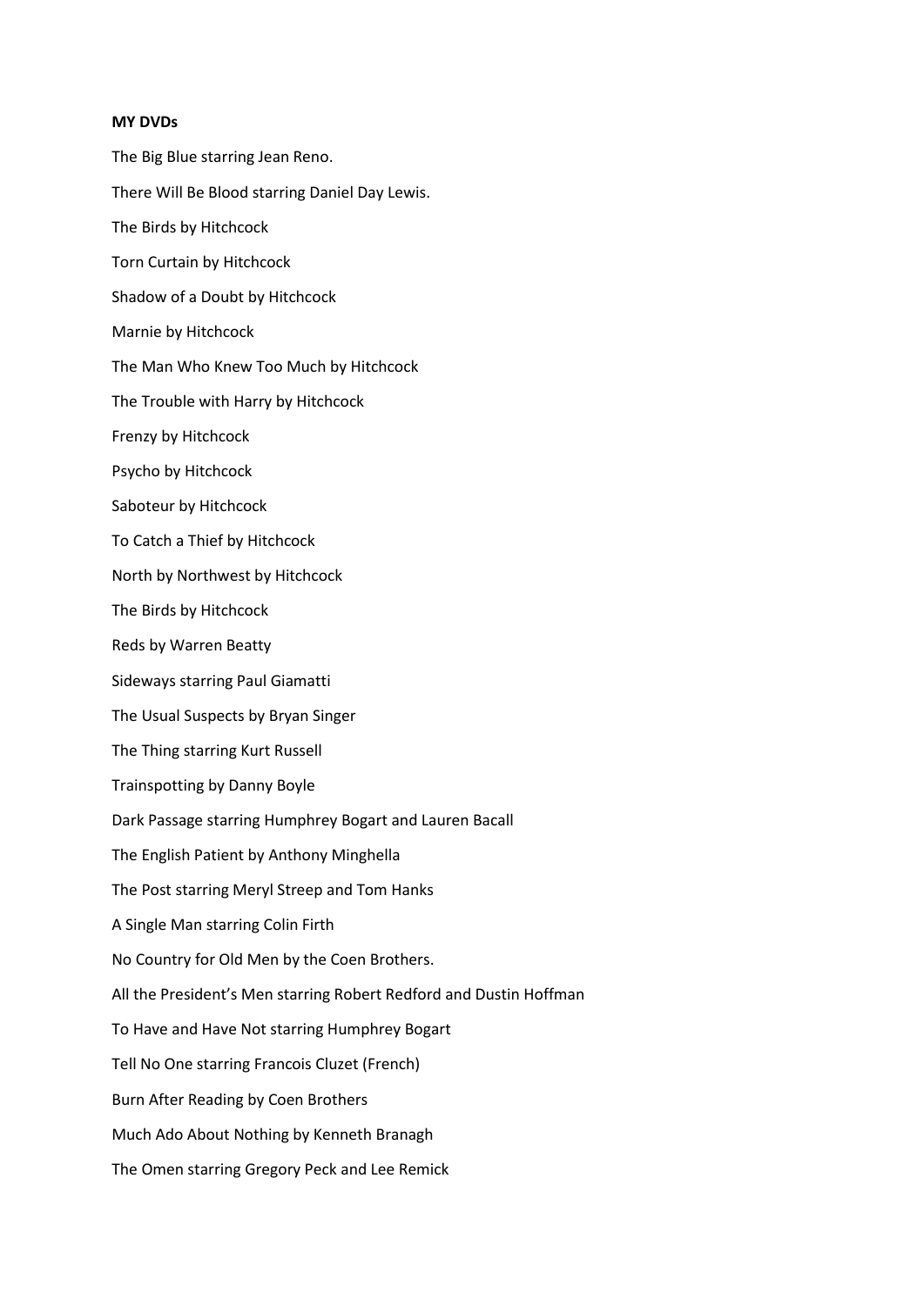**MY DVDs**

The Big Blue starring Jean Reno.

There Will Be Blood starring Daniel Day Lewis.

The Birds by Hitchcock

Torn Curtain by Hitchcock

Shadow of a Doubt by Hitchcock

Marnie by Hitchcock

The Man Who Knew Too Much by Hitchcock

The Trouble with Harry by Hitchcock

Frenzy by Hitchcock

Psycho by Hitchcock

Saboteur by Hitchcock

To Catch a Thief by Hitchcock

North by Northwest by Hitchcock

The Birds by Hitchcock

Reds by Warren Beatty

Sideways starring Paul Giamatti

The Usual Suspects by Bryan Singer

The Thing starring Kurt Russell

Trainspotting by Danny Boyle

Dark Passage starring Humphrey Bogart and Lauren Bacall

The English Patient by Anthony Minghella

The Post starring Meryl Streep and Tom Hanks

A Single Man starring Colin Firth

No Country for Old Men by the Coen Brothers.

All the President's Men starring Robert Redford and Dustin Hoffman

To Have and Have Not starring Humphrey Bogart

Tell No One starring Francois Cluzet (French)

Burn After Reading by Coen Brothers

Much Ado About Nothing by Kenneth Branagh

The Omen starring Gregory Peck and Lee Remick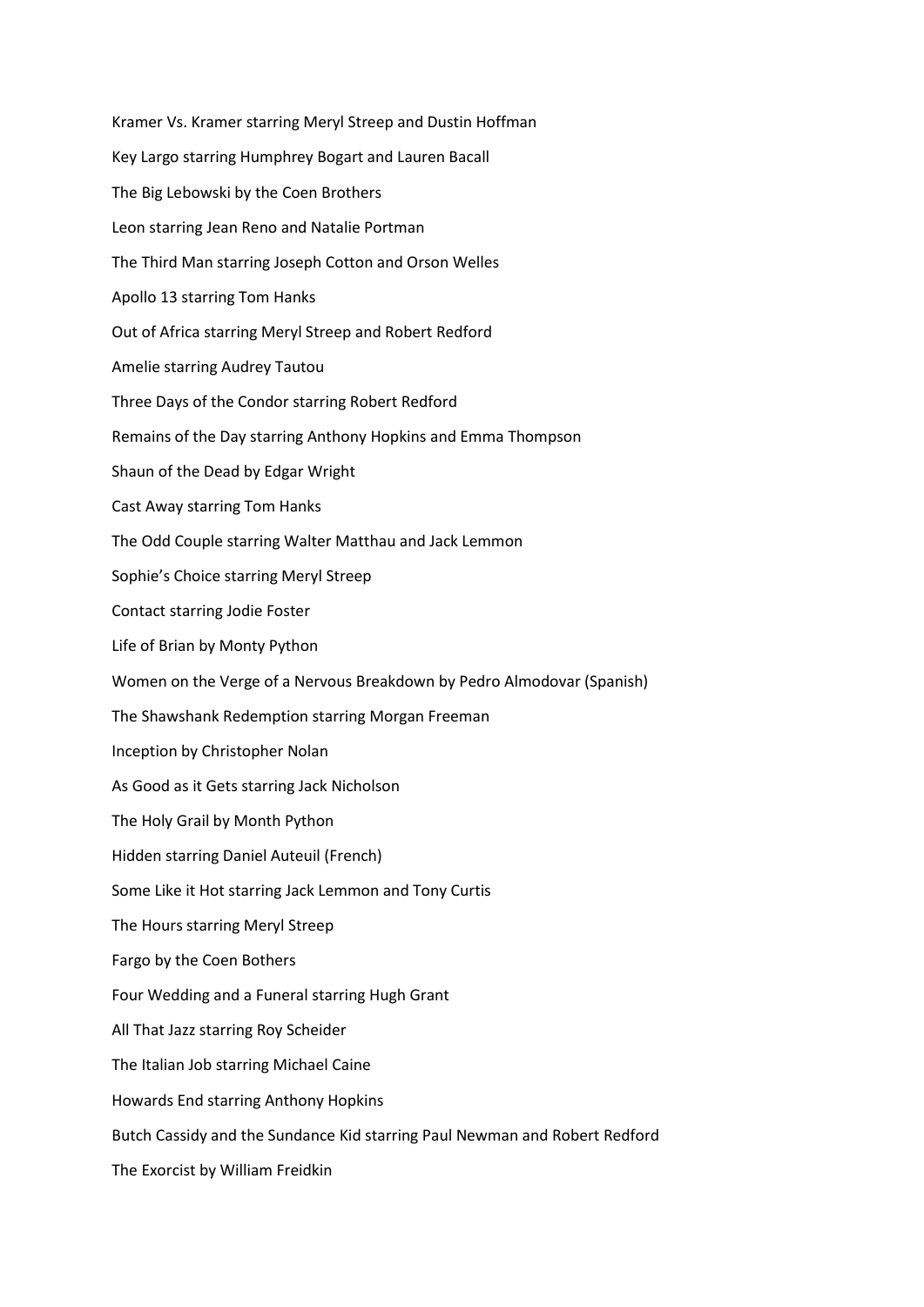Kramer Vs. Kramer starring Meryl Streep and Dustin Hoffman

Key Largo starring Humphrey Bogart and Lauren Bacall

The Big Lebowski by the Coen Brothers

Leon starring Jean Reno and Natalie Portman

The Third Man starring Joseph Cotton and Orson Welles

Apollo 13 starring Tom Hanks

Out of Africa starring Meryl Streep and Robert Redford

Amelie starring Audrey Tautou

Three Days of the Condor starring Robert Redford

Remains of the Day starring Anthony Hopkins and Emma Thompson

Shaun of the Dead by Edgar Wright

Cast Away starring Tom Hanks

The Odd Couple starring Walter Matthau and Jack Lemmon

Sophie's Choice starring Meryl Streep

Contact starring Jodie Foster

Life of Brian by Monty Python

Women on the Verge of a Nervous Breakdown by Pedro Almodovar (Spanish)

The Shawshank Redemption starring Morgan Freeman

Inception by Christopher Nolan

As Good as it Gets starring Jack Nicholson

The Holy Grail by Month Python

Hidden starring Daniel Auteuil (French)

Some Like it Hot starring Jack Lemmon and Tony Curtis

The Hours starring Meryl Streep

Fargo by the Coen Bothers

Four Wedding and a Funeral starring Hugh Grant

All That Jazz starring Roy Scheider

The Italian Job starring Michael Caine

Howards End starring Anthony Hopkins

Butch Cassidy and the Sundance Kid starring Paul Newman and Robert Redford

The Exorcist by William Freidkin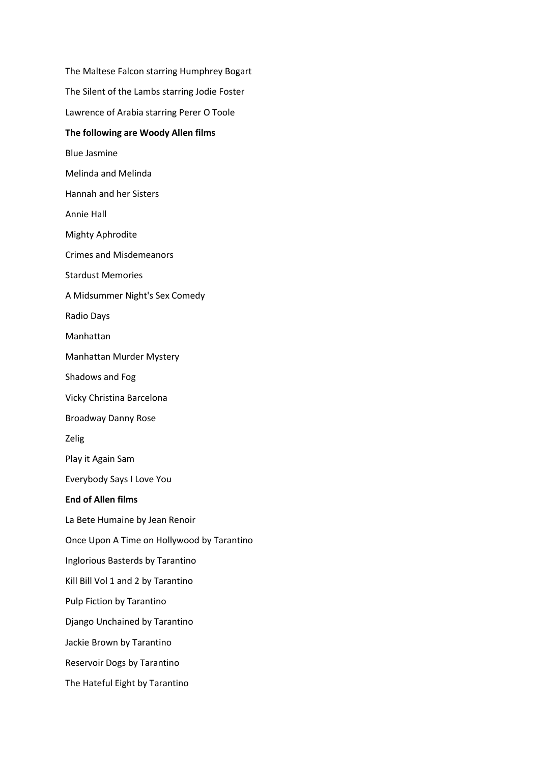The Maltese Falcon starring Humphrey Bogart

The Silent of the Lambs starring Jodie Foster

Lawrence of Arabia starring Perer O Toole

**The following are Woody Allen films**

Blue Jasmine

Melinda and Melinda

Hannah and her Sisters

Annie Hall

Mighty Aphrodite

Crimes and Misdemeanors

Stardust Memories

A Midsummer Night's Sex Comedy

Radio Days

Manhattan

Manhattan Murder Mystery

Shadows and Fog

Vicky Christina Barcelona

Broadway Danny Rose

Zelig

Play it Again Sam

Everybody Says I Love You

**End of Allen films**

La Bete Humaine by Jean Renoir

Once Upon A Time on Hollywood by Tarantino

Inglorious Basterds by Tarantino

Kill Bill Vol 1 and 2 by Tarantino

Pulp Fiction by Tarantino

Django Unchained by Tarantino

Jackie Brown by Tarantino

Reservoir Dogs by Tarantino

The Hateful Eight by Tarantino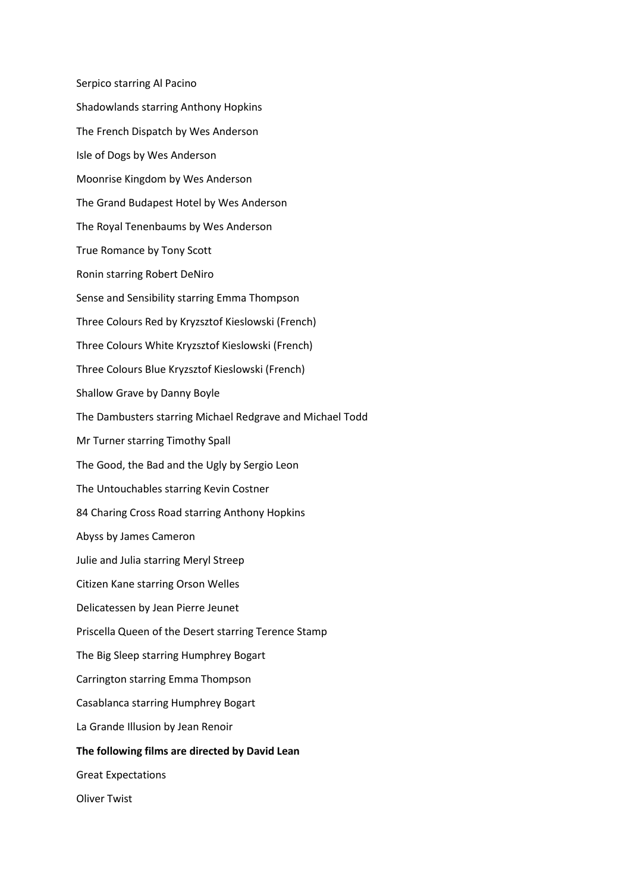Serpico starring Al Pacino

Shadowlands starring Anthony Hopkins

The French Dispatch by Wes Anderson

Isle of Dogs by Wes Anderson

Moonrise Kingdom by Wes Anderson

The Grand Budapest Hotel by Wes Anderson

The Royal Tenenbaums by Wes Anderson

True Romance by Tony Scott

Ronin starring Robert DeNiro

Sense and Sensibility starring Emma Thompson

Three Colours Red by Kryzsztof Kieslowski (French)

Three Colours White Kryzsztof Kieslowski (French)

Three Colours Blue Kryzsztof Kieslowski (French)

Shallow Grave by Danny Boyle

The Dambusters starring Michael Redgrave and Michael Todd

Mr Turner starring Timothy Spall

The Good, the Bad and the Ugly by Sergio Leon

The Untouchables starring Kevin Costner

84 Charing Cross Road starring Anthony Hopkins

Abyss by James Cameron

Julie and Julia starring Meryl Streep

Citizen Kane starring Orson Welles

Delicatessen by Jean Pierre Jeunet

Priscella Queen of the Desert starring Terence Stamp

The Big Sleep starring Humphrey Bogart

Carrington starring Emma Thompson

Casablanca starring Humphrey Bogart

La Grande Illusion by Jean Renoir

**The following films are directed by David Lean**

Great Expectations

Oliver Twist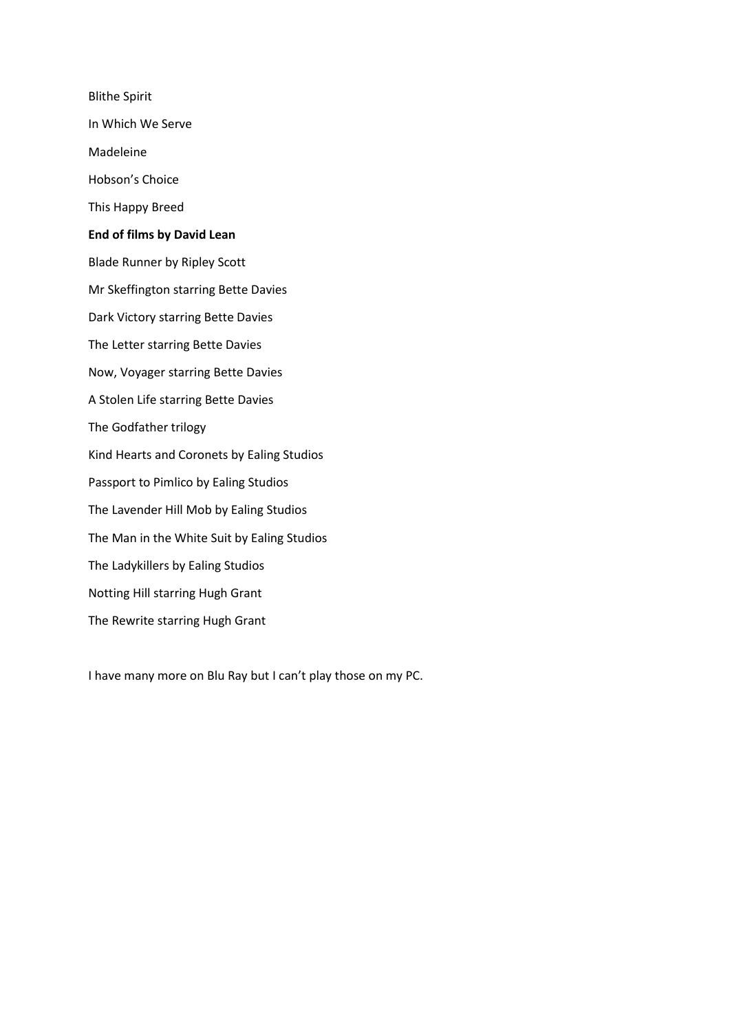Blithe Spirit

In Which We Serve

Madeleine

Hobson's Choice

This Happy Breed

**End of films by David Lean**

Blade Runner by Ripley Scott

Mr Skeffington starring Bette Davies

Dark Victory starring Bette Davies

The Letter starring Bette Davies

Now, Voyager starring Bette Davies

A Stolen Life starring Bette Davies

The Godfather trilogy

Kind Hearts and Coronets by Ealing Studios

Passport to Pimlico by Ealing Studios

The Lavender Hill Mob by Ealing Studios

The Man in the White Suit by Ealing Studios

The Ladykillers by Ealing Studios

Notting Hill starring Hugh Grant

The Rewrite starring Hugh Grant

I have many more on Blu Ray but I can't play those on my PC.